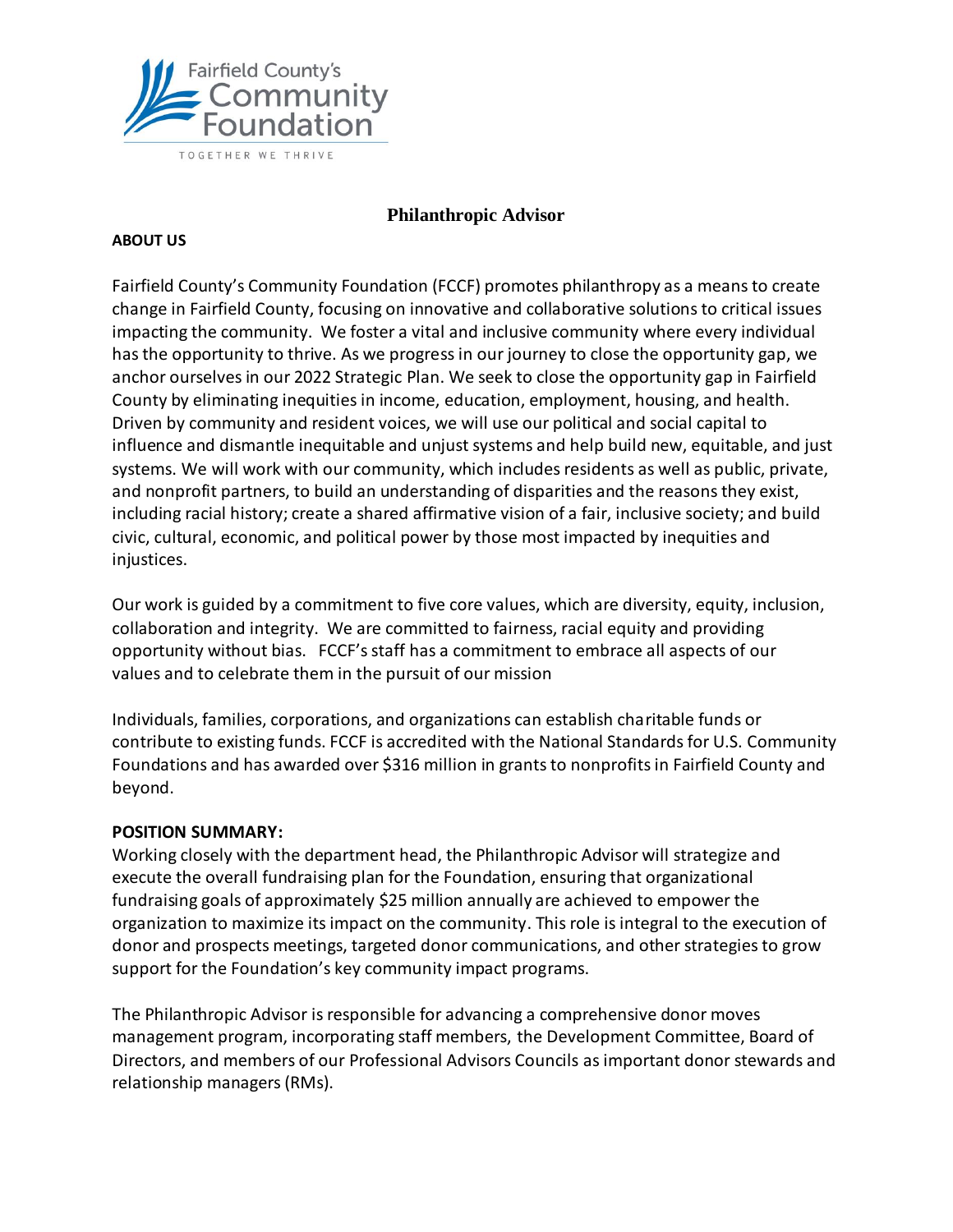Fairfield County's Community Foundation

TOGETHER WE THRIVE

# Philanthropic Advisor

**ABOUT US**

Fairfield County's Community Foundation (FCCF) promotes philanthropy as a means to create change in Fairfield County, focusing on innovative and collaborative solutions to critical issues impacting the community. We foster a vital and inclusive community where every individual has the opportunity to thrive. As we progress in our journey to close the opportunity gap, we anchor ourselves in our 2022 Strategic Plan. We seek to close the opportunity gap in Fairfield County by eliminating inequities in income, education, employment, housing, and health. Driven by community and resident voices, we will use our political and social capital to influence and dismantle inequitable and unjust systems and help build new, equitable, and just systems. We will work with our community, which includes residents as well as public, private, and nonprofit partners, to build an understanding of disparities and the reasons they exist, including racial history; create a shared affirmative vision of a fair, inclusive society; and build civic, cultural, economic, and political power by those most impacted by inequities and injustices.

Our work is guided by a commitment to five core values, which are diversity, equity, inclusion, collaboration and integrity. We are committed to fairness, racial equity and providing opportunity without bias. FCCF's staff has a commitment to embrace all aspects of our values and to celebrate them in the pursuit of our mission

Individuals, families, corporations, and organizations can establish charitable funds or contribute to existing funds. FCCF is accredited with the National Standards for U.S. Community Foundations and has awarded over $316 million in grants to nonprofits in Fairfield County and beyond.

**POSITION SUMMARY:**

Working closely with the department head, the Philanthropic Advisor will strategize and execute the overall fundraising plan for the Foundation, ensuring that organizational fundraising goals of approximately $25 million annually are achieved to empower the organization to maximize its impact on the community. This role is integral to the execution of donor and prospects meetings, targeted donor communications, and other strategies to grow support for the Foundation's key community impact programs.

The Philanthropic Advisor is responsible for advancing a comprehensive donor moves management program, incorporating staff members, the Development Committee, Board of Directors, and members of our Professional Advisors Councils as important donor stewards and relationship managers (RMs).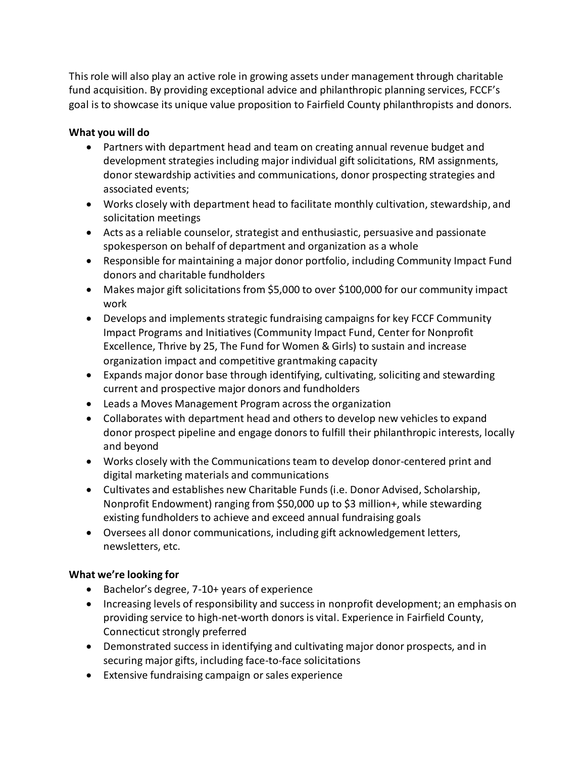This role will also play an active role in growing assets under management through charitable fund acquisition. By providing exceptional advice and philanthropic planning services, FCCF's goal is to showcase its unique value proposition to Fairfield County philanthropists and donors.

**What you will do**

- Partners with department head and team on creating annual revenue budget and development strategies including major individual gift solicitations, RM assignments, donor stewardship activities and communications, donor prospecting strategies and associated events;
- Works closely with department head to facilitate monthly cultivation, stewardship, and solicitation meetings
- Acts as a reliable counselor, strategist and enthusiastic, persuasive and passionate spokesperson on behalf of department and organization as a whole
- Responsible for maintaining a major donor portfolio, including Community Impact Fund donors and charitable fundholders
- Makes major gift solicitations from $5,000 to over $100,000 for our community impact work
- Develops and implements strategic fundraising campaigns for key FCCF Community Impact Programs and Initiatives (Community Impact Fund, Center for Nonprofit Excellence, Thrive by 25, The Fund for Women & Girls) to sustain and increase organization impact and competitive grantmaking capacity
- Expands major donor base through identifying, cultivating, soliciting and stewarding current and prospective major donors and fundholders
- Leads a Moves Management Program across the organization
- Collaborates with department head and others to develop new vehicles to expand donor prospect pipeline and engage donors to fulfill their philanthropic interests, locally and beyond
- Works closely with the Communications team to develop donor-centered print and digital marketing materials and communications
- Cultivates and establishes new Charitable Funds (i.e. Donor Advised, Scholarship, Nonprofit Endowment) ranging from $50,000 up to $3 million+, while stewarding existing fundholders to achieve and exceed annual fundraising goals
- Oversees all donor communications, including gift acknowledgement letters, newsletters, etc.

**What we're looking for**

- Bachelor's degree, 7-10+ years of experience
- Increasing levels of responsibility and success in nonprofit development; an emphasis on providing service to high-net-worth donors is vital. Experience in Fairfield County, Connecticut strongly preferred
- Demonstrated success in identifying and cultivating major donor prospects, and in securing major gifts, including face-to-face solicitations
- Extensive fundraising campaign or sales experience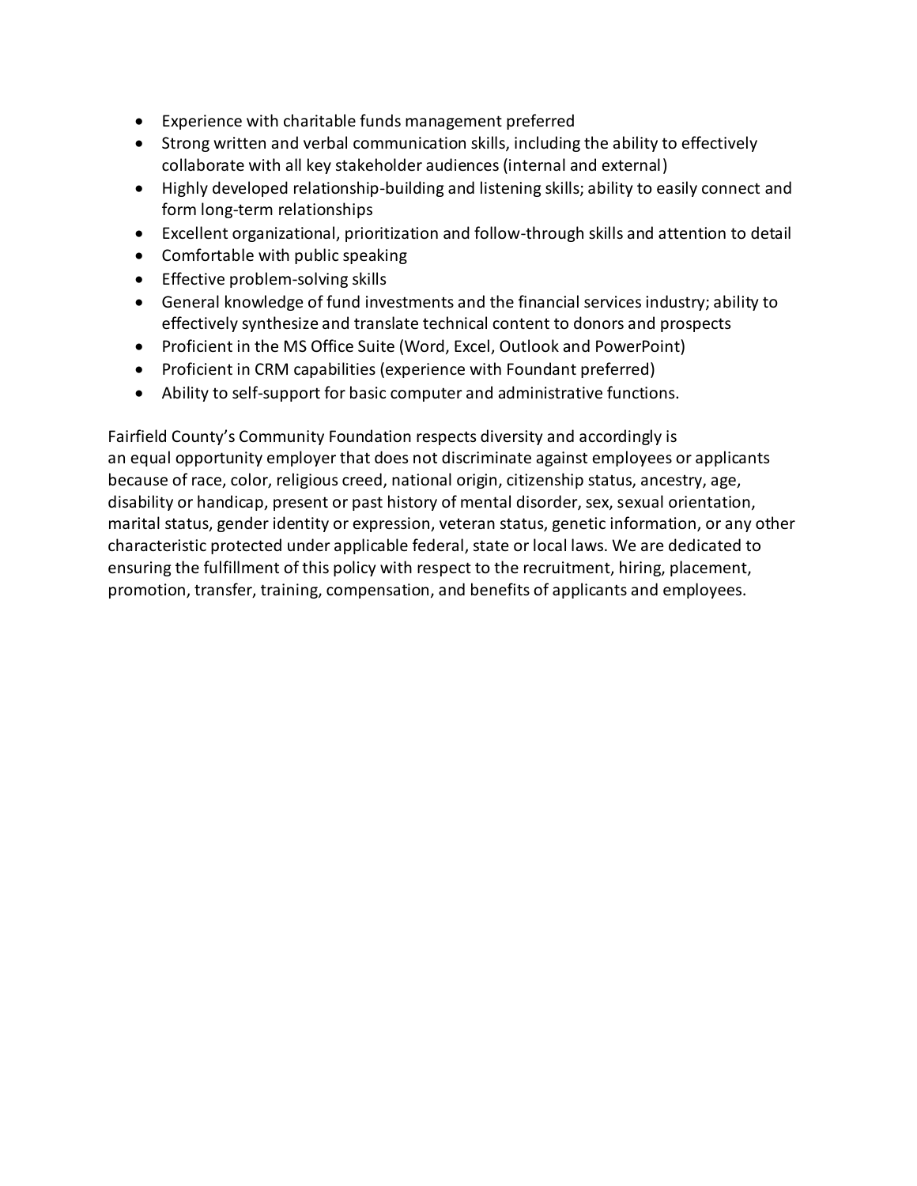- Experience with charitable funds management preferred
- Strong written and verbal communication skills, including the ability to effectively collaborate with all key stakeholder audiences (internal and external)
- Highly developed relationship-building and listening skills; ability to easily connect and form long-term relationships
- Excellent organizational, prioritization and follow-through skills and attention to detail
- Comfortable with public speaking
- Effective problem-solving skills
- General knowledge of fund investments and the financial services industry; ability to effectively synthesize and translate technical content to donors and prospects
- Proficient in the MS Office Suite (Word, Excel, Outlook and PowerPoint)
- Proficient in CRM capabilities (experience with Foundant preferred)
- Ability to self-support for basic computer and administrative functions.

Fairfield County's Community Foundation respects diversity and accordingly is an equal opportunity employer that does not discriminate against employees or applicants because of race, color, religious creed, national origin, citizenship status, ancestry, age, disability or handicap, present or past history of mental disorder, sex, sexual orientation, marital status, gender identity or expression, veteran status, genetic information, or any other characteristic protected under applicable federal, state or local laws. We are dedicated to ensuring the fulfillment of this policy with respect to the recruitment, hiring, placement, promotion, transfer, training, compensation, and benefits of applicants and employees.